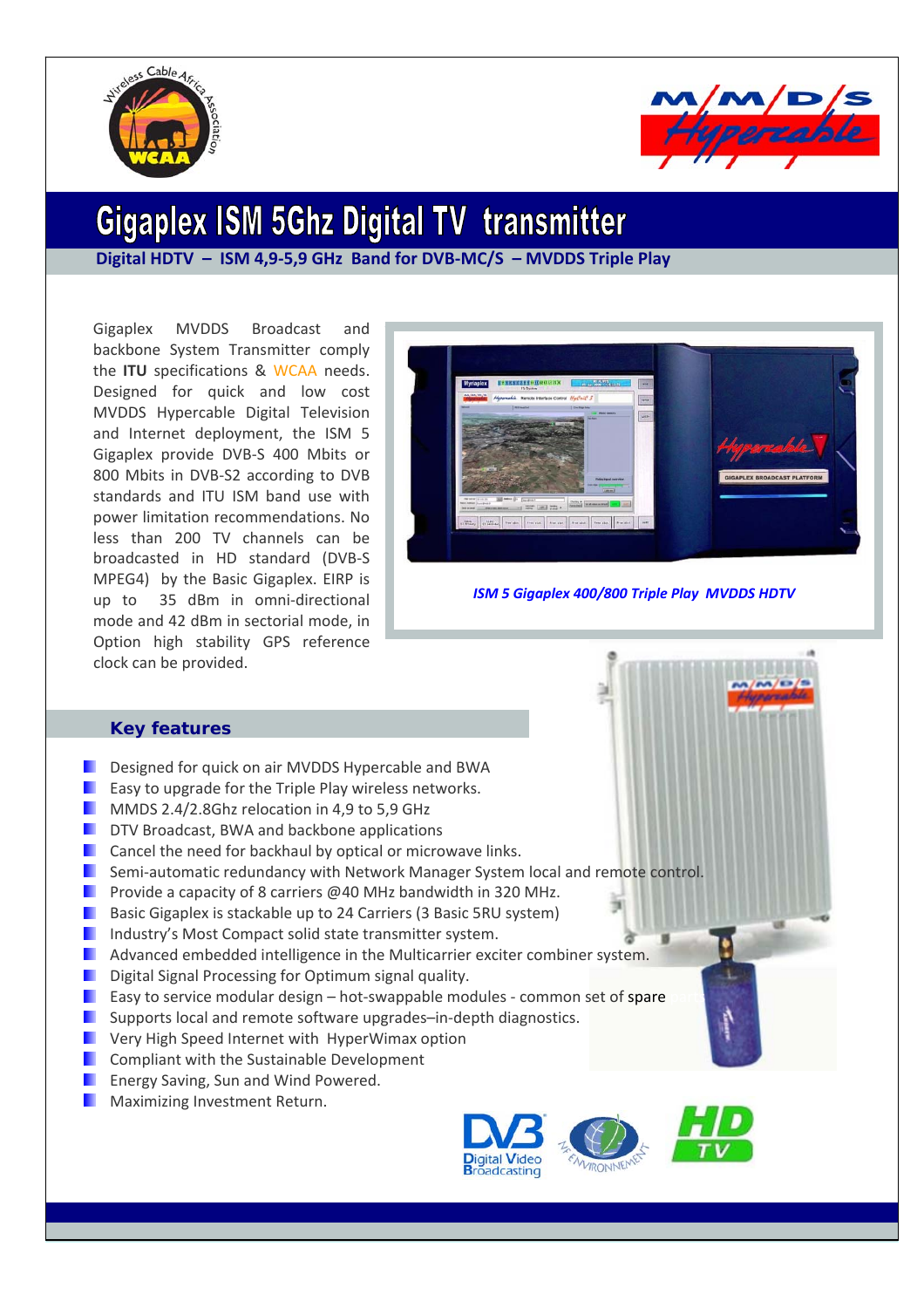# Gigaplex ISM 5Ghz Digital TV transmitter

**Digital HDTV – ISM 4,9-5,9 GHz Band for DVB-MC/S – MVDDS Triple Play**

Gigaplex MVDDS Broadcast and backbone System Transmitter comply the **ITU** specifications & WCAA needs. Designed for quick and low cost MVDDS Hypercable Digital Television and Internet deployment, the ISM 5 Gigaplex provide DVB-S 400 Mbits or 800 Mbits in DVB-S2 according to DVB standards and ITU ISM band use with power limitation recommendations. No less than 200 TV channels can be broadcasted in HD standard (DVB-S MPEG4) by the Basic Gigaplex. EIRP is up to 35 dBm in omni-directional mode and 42 dBm in sectorial mode, in Option high stability GPS reference clock can be provided.

*ISM 5 Gigaplex 400/800 Triple Play MVDDS HDTV*

## Key features

- Designed for quick on air MVDDS Hypercable and BWA
- Easy to upgrade for the Triple Play wireless networks.
- MMDS 2.4/2.8Ghz relocation in 4,9 to 5,9 GHz
- DTV Broadcast, BWA and backbone applications
- Cancel the need for backhaul by optical or microwave links.
- Semi-automatic redundancy with Network Manager System local and remote control.
- Provide a capacity of 8 carriers @40 MHz bandwidth in 320 MHz.
- Basic Gigaplex is stackable up to 24 Carriers (3 Basic 5RU system)
- Industry's Most Compact solid state transmitter system.
- Advanced embedded intelligence in the Multicarrier exciter combiner system.
- Digital Signal Processing for Optimum signal quality.
- Easy to service modular design – hot-swappable modules - common set of spare
- Supports local and remote software upgrades–in-depth diagnostics.
- Very High Speed Internet with HyperWimax option
- Compliant with the Sustainable Development
- Energy Saving, Sun and Wind Powered.
- Maximizing Investment Return.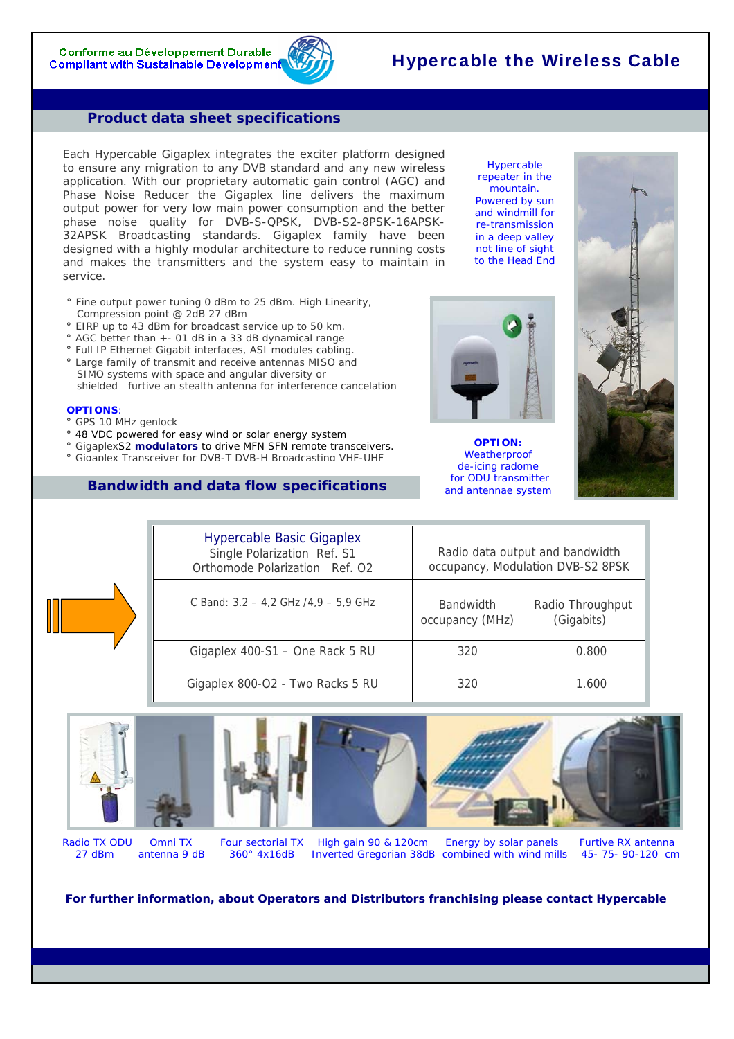Conforme au Développement Durable
Compliant with Sustainable Development

# Hypercable the Wireless Cable

## Product data sheet specifications

Each Hypercable Gigaplex integrates the exciter platform designed to ensure any migration to any DVB standard and any new wireless application. With our proprietary automatic gain control (AGC) and Phase Noise Reducer the Gigaplex line delivers the maximum output power for very low main power consumption and the better phase noise quality for DVB-S-QPSK, DVB-S2-8PSK-16APSK-32APSK Broadcasting standards. Gigaplex family have been designed with a highly modular architecture to reduce running costs and makes the transmitters and the system easy to maintain in service.

- Fine output power tuning 0 dBm to 25 dBm. High Linearity, Compression point @ 2dB 27 dBm
- EIRP up to 43 dBm for broadcast service up to 50 km.
- AGC better than +- 01 dB in a 33 dB dynamical range
- Full IP Ethernet Gigabit interfaces, ASI modules cabling.
- Large family of transmit and receive antennas MISO and SIMO systems with space and angular diversity or shielded furtive an stealth antenna for interference cancelation

**OPTIONS**:

- GPS 10 MHz genlock
- 48 VDC powered for easy wind or solar energy system
- GigaplexS2 **modulators** to drive MFN SFN remote transceivers.
- Gigaplex Transceiver for DVB-T DVB-H Broadcasting VHF-UHF

Hypercable repeater in the mountain. Powered by sun and windmill for re-transmission in a deep valley not line of sight to the Head End

**OPTION:** Weatherproof de-icing radome for ODU transmitter and antennae system

## Bandwidth and data flow specifications

| Hypercable Basic Gigaplex<br>Single Polarization Ref. S1<br>Orthomode Polarization Ref. O2 | Radio data output and bandwidth occupancy, Modulation DVB-S2 8PSK | |
|---|---|---|
| C Band: 3.2 – 4,2 GHz /4,9 – 5,9 GHz | Bandwidth occupancy (MHz) | Radio Throughput (Gigabits) |
| Gigaplex 400-S1 – One Rack 5 RU | 320 | 0.800 |
| Gigaplex 800-O2 - Two Racks 5 RU | 320 | 1.600 |

Radio TX ODU 27 dBm | Omni TX antenna 9 dB | Four sectorial TX 360° 4x16dB | High gain 90 & 120cm Inverted Gregorian 38dB | Energy by solar panels combined with wind mills | Furtive RX antenna 45- 75- 90-120 cm

**For further information, about Operators and Distributors franchising please contact Hypercable**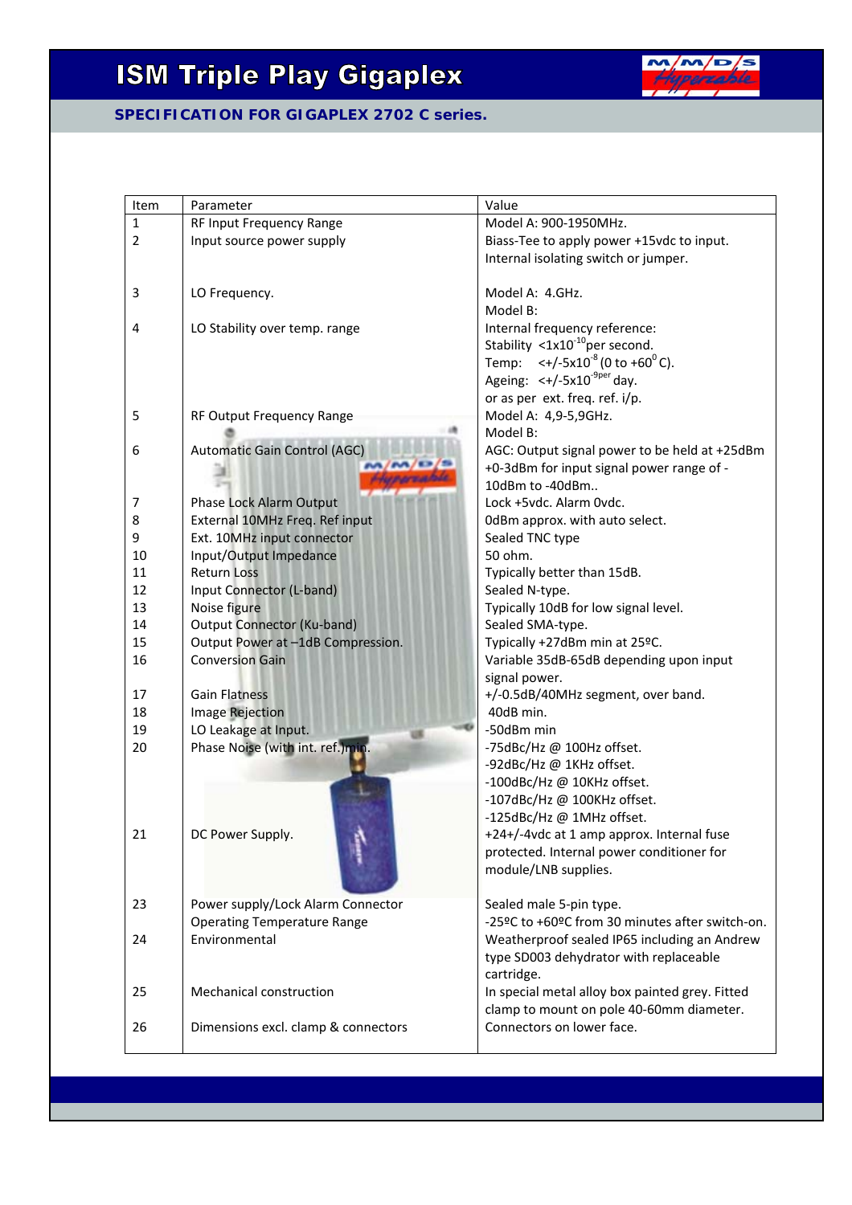# ISM Triple Play Gigaplex

## SPECIFICATION FOR GIGAPLEX 2702 C series.

| Item | Parameter | Value |
|---|---|---|
| 1 | RF Input Frequency Range | Model A: 900-1950MHz. |
| 2 | Input source power supply | Biass-Tee to apply power +15vdc to input. Internal isolating switch or jumper. |
| 3 | LO Frequency. | Model A: 4.GHz. Model B: |
| 4 | LO Stability over temp. range | Internal frequency reference: Stability $<1x10^{-10}$per second. Temp: $<+/-5x10^{-8}$ (0 to $+60^{0}$C). Ageing: $<+/-5x10^{-9per}$ day. or as per ext. freq. ref. i/p. |
| 5 | RF Output Frequency Range | Model A: 4,9-5,9GHz. Model B: |
| 6 | Automatic Gain Control (AGC) | AGC: Output signal power to be held at +25dBm +0-3dBm for input signal power range of -10dBm to -40dBm.. |
| 7 | Phase Lock Alarm Output | Lock +5vdc. Alarm 0vdc. |
| 8 | External 10MHz Freq. Ref input | 0dBm approx. with auto select. |
| 9 | Ext. 10MHz input connector | Sealed TNC type |
| 10 | Input/Output Impedance | 50 ohm. |
| 11 | Return Loss | Typically better than 15dB. |
| 12 | Input Connector (L-band) | Sealed N-type. |
| 13 | Noise figure | Typically 10dB for low signal level. |
| 14 | Output Connector (Ku-band) | Sealed SMA-type. |
| 15 | Output Power at –1dB Compression. | Typically +27dBm min at 25ºC. |
| 16 | Conversion Gain | Variable 35dB-65dB depending upon input signal power. |
| 17 | Gain Flatness | +/-0.5dB/40MHz segment, over band. |
| 18 | Image Rejection | 40dB min. |
| 19 | LO Leakage at Input. | -50dBm min |
| 20 | Phase Noise (with int. ref.)min. | -75dBc/Hz @ 100Hz offset. -92dBc/Hz @ 1KHz offset. -100dBc/Hz @ 10KHz offset. -107dBc/Hz @ 100KHz offset. -125dBc/Hz @ 1MHz offset. |
| 21 | DC Power Supply. | +24+/-4vdc at 1 amp approx. Internal fuse protected. Internal power conditioner for module/LNB supplies. |
| 23 | Power supply/Lock Alarm Connector | Sealed male 5-pin type. |
|  | Operating Temperature Range | -25ºC to +60ºC from 30 minutes after switch-on. |
| 24 | Environmental | Weatherproof sealed IP65 including an Andrew type SD003 dehydrator with replaceable cartridge. |
| 25 | Mechanical construction | In special metal alloy box painted grey. Fitted clamp to mount on pole 40-60mm diameter. |
| 26 | Dimensions excl. clamp & connectors | Connectors on lower face. |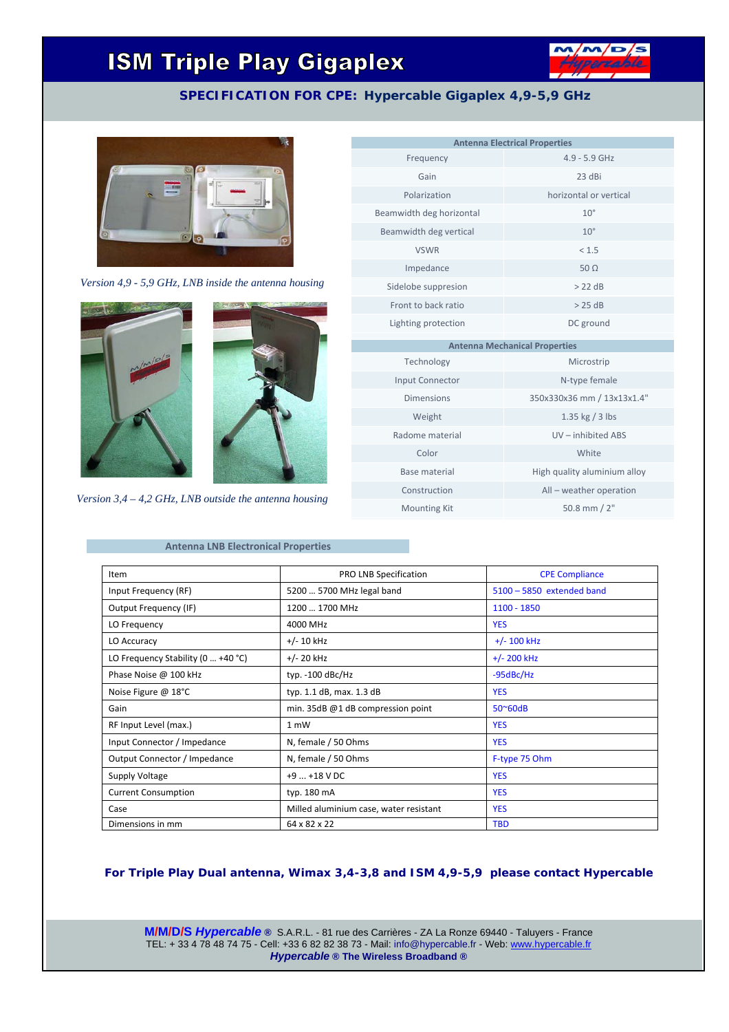# ISM Triple Play Gigaplex

## SPECIFICATION FOR CPE: Hypercable Gigaplex 4,9-5,9 GHz

*Version 4,9 - 5,9 GHz, LNB inside the antenna housing*

*Version 3,4 – 4,2 GHz, LNB outside the antenna housing*

| Antenna Electrical Properties | |
|---|---|
| Frequency | 4.9 - 5.9 GHz |
| Gain | 23 dBi |
| Polarization | horizontal or vertical |
| Beamwidth deg horizontal | 10° |
| Beamwidth deg vertical | 10° |
| VSWR | < 1.5 |
| Impedance | 50 Ω |
| Sidelobe suppresion | > 22 dB |
| Front to back ratio | > 25 dB |
| Lighting protection | DC ground |

| Antenna Mechanical Properties | |
|---|---|
| Technology | Microstrip |
| Input Connector | N-type female |
| Dimensions | 350x330x36 mm / 13x13x1.4" |
| Weight | 1.35 kg / 3 lbs |
| Radome material | UV – inhibited ABS |
| Color | White |
| Base material | High quality aluminium alloy |
| Construction | All – weather operation |
| Mounting Kit | 50.8 mm / 2" |

### Antenna LNB Electronical Properties

| Item | PRO LNB Specification | CPE Compliance |
|---|---|---|
| Input Frequency (RF) | 5200 … 5700 MHz legal band | 5100 – 5850 extended band |
| Output Frequency (IF) | 1200 … 1700 MHz | 1100 - 1850 |
| LO Frequency | 4000 MHz | YES |
| LO Accuracy | +/- 10 kHz | +/- 100 kHz |
| LO Frequency Stability (0 … +40 °C) | +/- 20 kHz | +/- 200 kHz |
| Phase Noise @ 100 kHz | typ. -100 dBc/Hz | -95dBc/Hz |
| Noise Figure @ 18°C | typ. 1.1 dB, max. 1.3 dB | YES |
| Gain | min. 35dB @1 dB compression point | 50~60dB |
| RF Input Level (max.) | 1 mW | YES |
| Input Connector / Impedance | N, female / 50 Ohms | YES |
| Output Connector / Impedance | N, female / 50 Ohms | F-type 75 Ohm |
| Supply Voltage | +9 … +18 V DC | YES |
| Current Consumption | typ. 180 mA | YES |
| Case | Milled aluminium case, water resistant | YES |
| Dimensions in mm | 64 x 82 x 22 | TBD |

**For Triple Play Dual antenna, Wimax 3,4-3,8 and ISM 4,9-5,9 please contact Hypercable**

**M/M/D/S *Hypercable* ®** S.A.R.L. - 81 rue des Carrières - ZA La Ronze 69440 - Taluyers - France
TEL: + 33 4 78 48 74 75 - Cell: +33 6 82 82 38 73 - Mail: info@hypercable.fr - Web: www.hypercable.fr
***Hypercable* ® The Wireless Broadband ®**